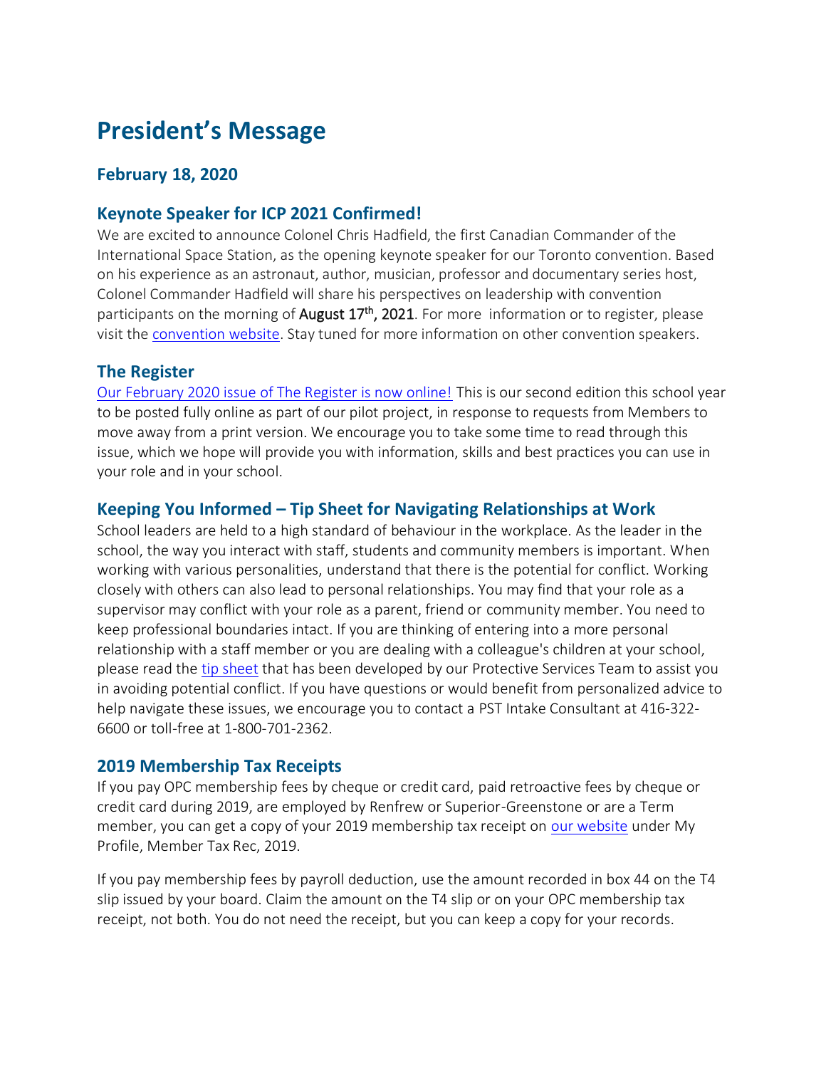# President's Message

## February 18, 2020

### Keynote Speaker for ICP 2021 Confirmed!

We are excited to announce Colonel Chris Hadfield, the first Canadian Commander of the International Space Station, as the opening keynote speaker for our Toronto convention. Based on his experience as an astronaut, author, musician, professor and documentary series host, Colonel Commander Hadfield will share his perspectives on leadership with convention participants on the morning of **August 17th, 2021**. For more information or to register, please visit the convention website. Stay tuned for more information on other convention speakers.

### The Register

Our February 2020 issue of The Register is now online! This is our second edition this school year to be posted fully online as part of our pilot project, in response to requests from Members to move away from a print version. We encourage you to take some time to read through this issue, which we hope will provide you with information, skills and best practices you can use in your role and in your school.

### Keeping You Informed – Tip Sheet for Navigating Relationships at Work

School leaders are held to a high standard of behaviour in the workplace. As the leader in the school, the way you interact with staff, students and community members is important. When working with various personalities, understand that there is the potential for conflict. Working closely with others can also lead to personal relationships. You may find that your role as a supervisor may conflict with your role as a parent, friend or community member. You need to keep professional boundaries intact. If you are thinking of entering into a more personal relationship with a staff member or you are dealing with a colleague's children at your school, please read the tip sheet that has been developed by our Protective Services Team to assist you in avoiding potential conflict. If you have questions or would benefit from personalized advice to help navigate these issues, we encourage you to contact a PST Intake Consultant at 416-322-6600 or toll-free at 1-800-701-2362.

### 2019 Membership Tax Receipts

If you pay OPC membership fees by cheque or credit card, paid retroactive fees by cheque or credit card during 2019, are employed by Renfrew or Superior-Greenstone or are a Term member, you can get a copy of your 2019 membership tax receipt on our website under My Profile, Member Tax Rec, 2019.

If you pay membership fees by payroll deduction, use the amount recorded in box 44 on the T4 slip issued by your board. Claim the amount on the T4 slip or on your OPC membership tax receipt, not both. You do not need the receipt, but you can keep a copy for your records.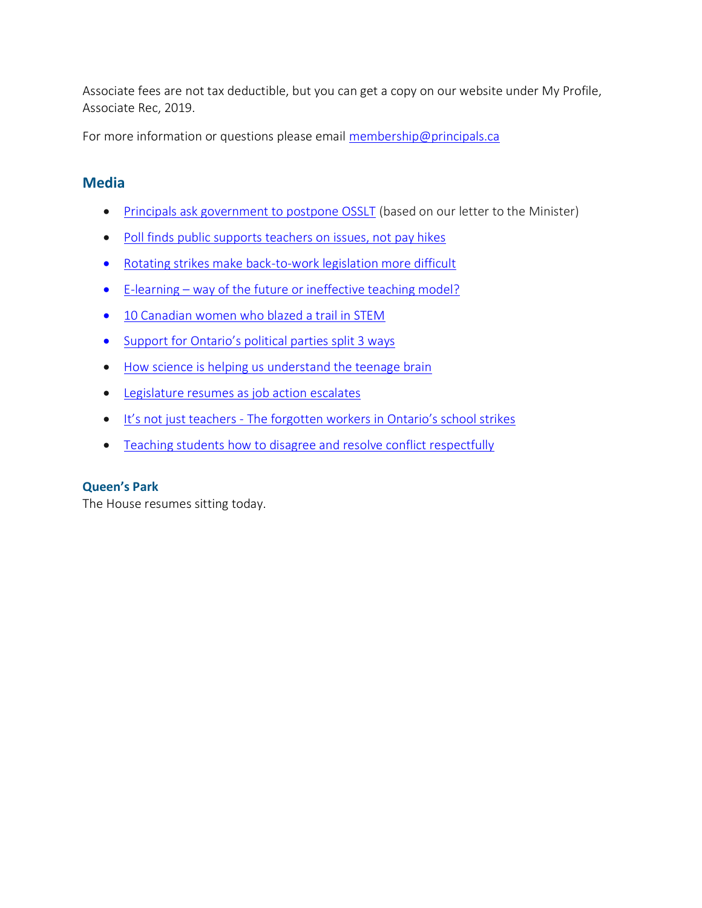Associate fees are not tax deductible, but you can get a copy on our website under My Profile, Associate Rec, 2019.

For more information or questions please email membership@principals.ca

## Media

- Principals ask government to postpone OSSLT (based on our letter to the Minister)
- Poll finds public supports teachers on issues, not pay hikes
- Rotating strikes make back-to-work legislation more difficult
- E-learning – way of the future or ineffective teaching model?
- 10 Canadian women who blazed a trail in STEM
- Support for Ontario's political parties split 3 ways
- How science is helping us understand the teenage brain
- Legislature resumes as job action escalates
- It's not just teachers - The forgotten workers in Ontario's school strikes
- Teaching students how to disagree and resolve conflict respectfully

### Queen's Park

The House resumes sitting today.